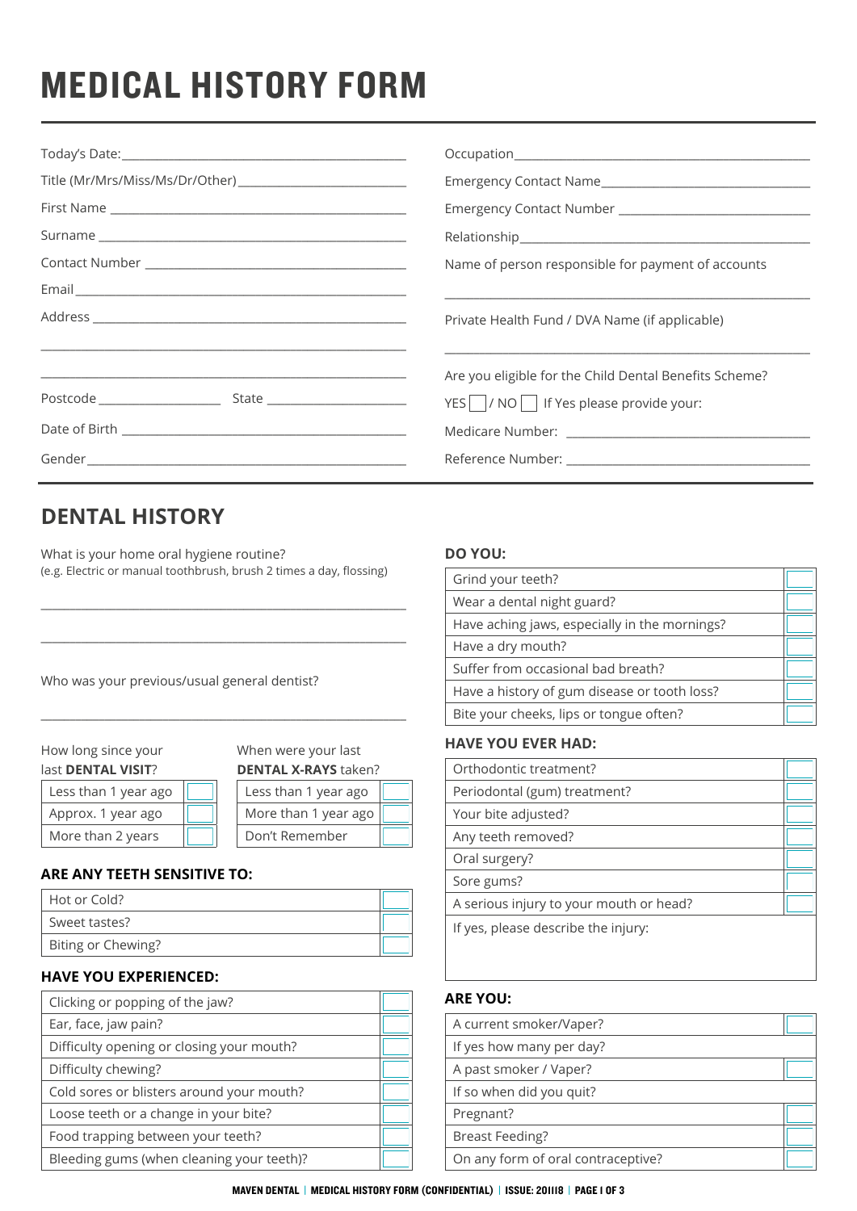# MEDICAL HISTORY FORM

Today's Date: ______________________

Title (Mr/Mrs/Miss/Ms/Dr/Other) ______________________

First Name ______________________

Surname ______________________

Contact Number ______________________

Email ______________________

Address ______________________

______________________

______________________

Postcode __________ State __________

Date of Birth ______________________

Gender ______________________

Occupation ______________________

Emergency Contact Name ______________________

Emergency Contact Number ______________________

Relationship ______________________

Name of person responsible for payment of accounts

______________________

Private Health Fund / DVA Name (if applicable)

______________________

Are you eligible for the Child Dental Benefits Scheme?

YES ☐ / NO ☐ If Yes please provide your:

Medicare Number: ______________________

Reference Number: ______________________

## DENTAL HISTORY

What is your home oral hygiene routine?
(e.g. Electric or manual toothbrush, brush 2 times a day, flossing)

______________________

______________________

Who was your previous/usual general dentist?

______________________

| How long since your last **DENTAL VISIT**? | |
|---|---|
| Less than 1 year ago | ☐ |
| Approx. 1 year ago | ☐ |
| More than 2 years | ☐ |

| When were your last **DENTAL X-RAYS** taken? | |
|---|---|
| Less than 1 year ago | ☐ |
| More than 1 year ago | ☐ |
| Don't Remember | ☐ |

### ARE ANY TEETH SENSITIVE TO:

| | |
|---|---|
| Hot or Cold? | ☐ |
| Sweet tastes? | ☐ |
| Biting or Chewing? | ☐ |

### HAVE YOU EXPERIENCED:

| | |
|---|---|
| Clicking or popping of the jaw? | ☐ |
| Ear, face, jaw pain? | ☐ |
| Difficulty opening or closing your mouth? | ☐ |
| Difficulty chewing? | ☐ |
| Cold sores or blisters around your mouth? | ☐ |
| Loose teeth or a change in your bite? | ☐ |
| Food trapping between your teeth? | ☐ |
| Bleeding gums (when cleaning your teeth)? | ☐ |

### DO YOU:

| | |
|---|---|
| Grind your teeth? | ☐ |
| Wear a dental night guard? | ☐ |
| Have aching jaws, especially in the mornings? | ☐ |
| Have a dry mouth? | ☐ |
| Suffer from occasional bad breath? | ☐ |
| Have a history of gum disease or tooth loss? | ☐ |
| Bite your cheeks, lips or tongue often? | ☐ |

### HAVE YOU EVER HAD:

| | |
|---|---|
| Orthodontic treatment? | ☐ |
| Periodontal (gum) treatment? | ☐ |
| Your bite adjusted? | ☐ |
| Any teeth removed? | ☐ |
| Oral surgery? | ☐ |
| Sore gums? | ☐ |
| A serious injury to your mouth or head? | ☐ |
| If yes, please describe the injury: | |

### ARE YOU:

| | |
|---|---|
| A current smoker/Vaper? | ☐ |
| If yes how many per day? | |
| A past smoker / Vaper? | ☐ |
| If so when did you quit? | |
| Pregnant? | ☐ |
| Breast Feeding? | ☐ |
| On any form of oral contraceptive? | ☐ |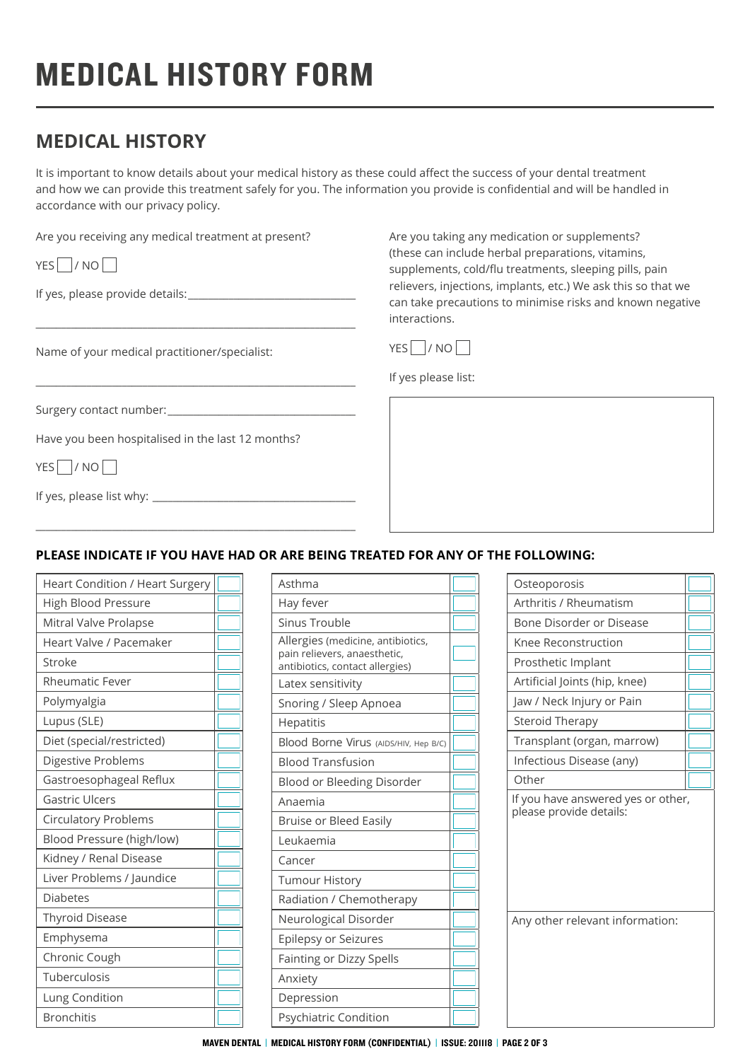# MEDICAL HISTORY FORM

## MEDICAL HISTORY

It is important to know details about your medical history as these could affect the success of your dental treatment and how we can provide this treatment safely for you. The information you provide is confidential and will be handled in accordance with our privacy policy.

Are you receiving any medical treatment at present?

YES ☐ / NO ☐

If yes, please provide details: ______________________________

____________________________________________________________

Name of your medical practitioner/specialist:

____________________________________________________________

Surgery contact number: ______________________________

Have you been hospitalised in the last 12 months?

YES ☐ / NO ☐

If yes, please list why: ______________________________

____________________________________________________________

Are you taking any medication or supplements? (these can include herbal preparations, vitamins, supplements, cold/flu treatments, sleeping pills, pain relievers, injections, implants, etc.) We ask this so that we can take precautions to minimise risks and known negative interactions.

YES ☐ / NO ☐

If yes please list:

### PLEASE INDICATE IF YOU HAVE HAD OR ARE BEING TREATED FOR ANY OF THE FOLLOWING:

| Condition | ☐ |
|---|---|
| Heart Condition / Heart Surgery | ☐ |
| High Blood Pressure | ☐ |
| Mitral Valve Prolapse | ☐ |
| Heart Valve / Pacemaker | ☐ |
| Stroke | ☐ |
| Rheumatic Fever | ☐ |
| Polymyalgia | ☐ |
| Lupus (SLE) | ☐ |
| Diet (special/restricted) | ☐ |
| Digestive Problems | ☐ |
| Gastroesophageal Reflux | ☐ |
| Gastric Ulcers | ☐ |
| Circulatory Problems | ☐ |
| Blood Pressure (high/low) | ☐ |
| Kidney / Renal Disease | ☐ |
| Liver Problems / Jaundice | ☐ |
| Diabetes | ☐ |
| Thyroid Disease | ☐ |
| Emphysema | ☐ |
| Chronic Cough | ☐ |
| Tuberculosis | ☐ |
| Lung Condition | ☐ |
| Bronchitis | ☐ |

| Condition | ☐ |
|---|---|
| Asthma | ☐ |
| Hay fever | ☐ |
| Sinus Trouble | ☐ |
| Allergies (medicine, antibiotics, pain relievers, anaesthetic, antibiotics, contact allergies) | ☐ |
| Latex sensitivity | ☐ |
| Snoring / Sleep Apnoea | ☐ |
| Hepatitis | ☐ |
| Blood Borne Virus (AIDS/HIV, Hep B/C) | ☐ |
| Blood Transfusion | ☐ |
| Blood or Bleeding Disorder | ☐ |
| Anaemia | ☐ |
| Bruise or Bleed Easily | ☐ |
| Leukaemia | ☐ |
| Cancer | ☐ |
| Tumour History | ☐ |
| Radiation / Chemotherapy | ☐ |
| Neurological Disorder | ☐ |
| Epilepsy or Seizures | ☐ |
| Fainting or Dizzy Spells | ☐ |
| Anxiety | ☐ |
| Depression | ☐ |
| Psychiatric Condition | ☐ |

| Condition | ☐ |
|---|---|
| Osteoporosis | ☐ |
| Arthritis / Rheumatism | ☐ |
| Bone Disorder or Disease | ☐ |
| Knee Reconstruction | ☐ |
| Prosthetic Implant | ☐ |
| Artificial Joints (hip, knee) | ☐ |
| Jaw / Neck Injury or Pain | ☐ |
| Steroid Therapy | ☐ |
| Transplant (organ, marrow) | ☐ |
| Infectious Disease (any) | ☐ |
| Other | ☐ |

If you have answered yes or other, please provide details:

Any other relevant information: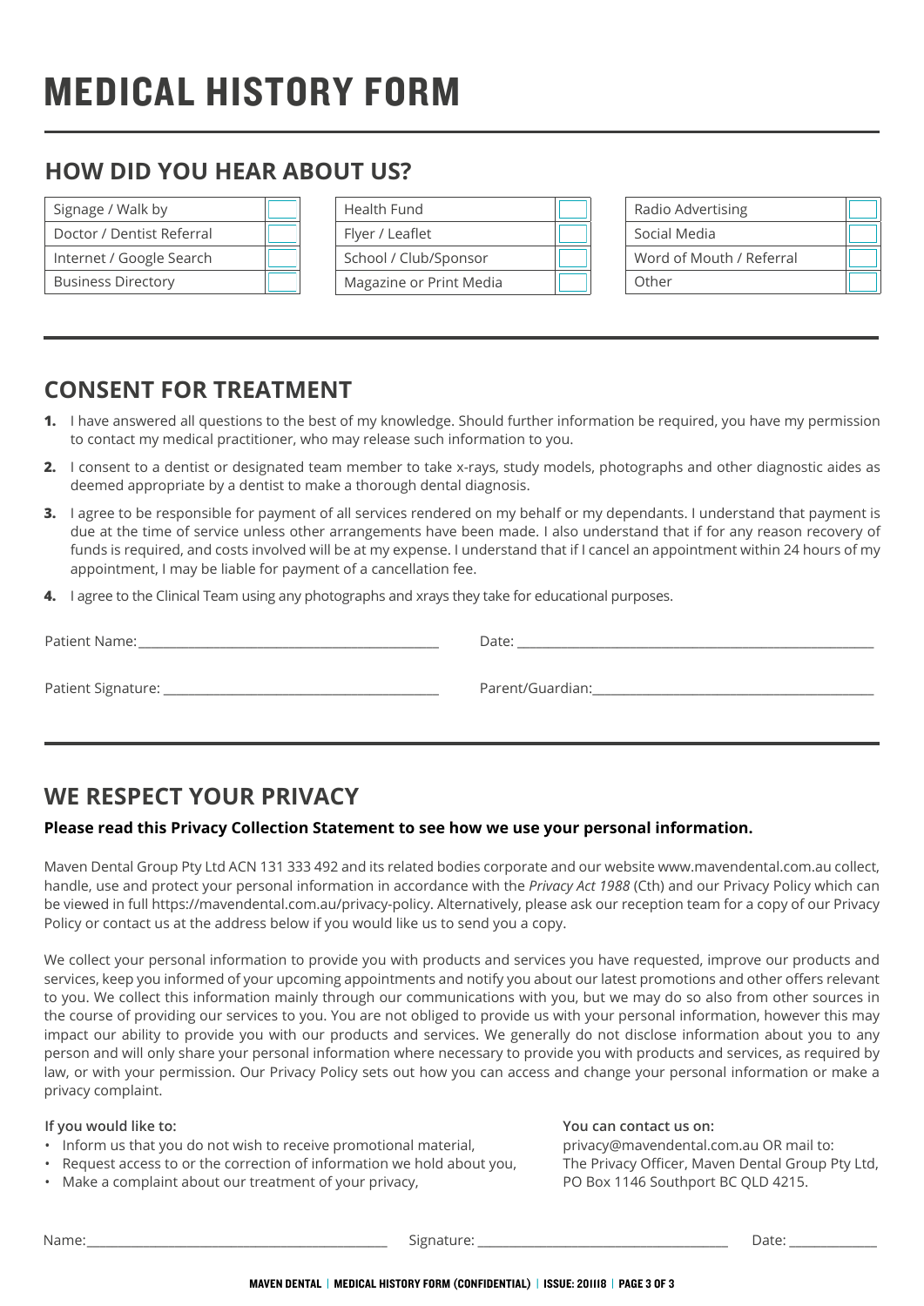# MEDICAL HISTORY FORM

## HOW DID YOU HEAR ABOUT US?

| | | | | | |
|---|---|---|---|---|---|
| Signage / Walk by | | Health Fund | | Radio Advertising | |
| Doctor / Dentist Referral | | Flyer / Leaflet | | Social Media | |
| Internet / Google Search | | School / Club/Sponsor | | Word of Mouth / Referral | |
| Business Directory | | Magazine or Print Media | | Other | |

## CONSENT FOR TREATMENT

**1.** I have answered all questions to the best of my knowledge. Should further information be required, you have my permission to contact my medical practitioner, who may release such information to you.

**2.** I consent to a dentist or designated team member to take x-rays, study models, photographs and other diagnostic aides as deemed appropriate by a dentist to make a thorough dental diagnosis.

**3.** I agree to be responsible for payment of all services rendered on my behalf or my dependants. I understand that payment is due at the time of service unless other arrangements have been made. I also understand that if for any reason recovery of funds is required, and costs involved will be at my expense. I understand that if I cancel an appointment within 24 hours of my appointment, I may be liable for payment of a cancellation fee.

**4.** I agree to the Clinical Team using any photographs and xrays they take for educational purposes.

Patient Name:_______________________ Date: _______________________

Patient Signature: _______________________ Parent/Guardian:_______________________

## WE RESPECT YOUR PRIVACY

**Please read this Privacy Collection Statement to see how we use your personal information.**

Maven Dental Group Pty Ltd ACN 131 333 492 and its related bodies corporate and our website www.mavendental.com.au collect, handle, use and protect your personal information in accordance with the *Privacy Act 1988* (Cth) and our Privacy Policy which can be viewed in full https://mavendental.com.au/privacy-policy. Alternatively, please ask our reception team for a copy of our Privacy Policy or contact us at the address below if you would like us to send you a copy.

We collect your personal information to provide you with products and services you have requested, improve our products and services, keep you informed of your upcoming appointments and notify you about our latest promotions and other offers relevant to you. We collect this information mainly through our communications with you, but we may do so also from other sources in the course of providing our services to you. You are not obliged to provide us with your personal information, however this may impact our ability to provide you with our products and services. We generally do not disclose information about you to any person and will only share your personal information where necessary to provide you with products and services, as required by law, or with your permission. Our Privacy Policy sets out how you can access and change your personal information or make a privacy complaint.

**If you would like to:**

- Inform us that you do not wish to receive promotional material,
- Request access to or the correction of information we hold about you,
- Make a complaint about our treatment of your privacy,

**You can contact us on:**

privacy@mavendental.com.au OR mail to:
The Privacy Officer, Maven Dental Group Pty Ltd,
PO Box 1146 Southport BC QLD 4215.

Name:_______________________ Signature: _______________________ Date: _____________